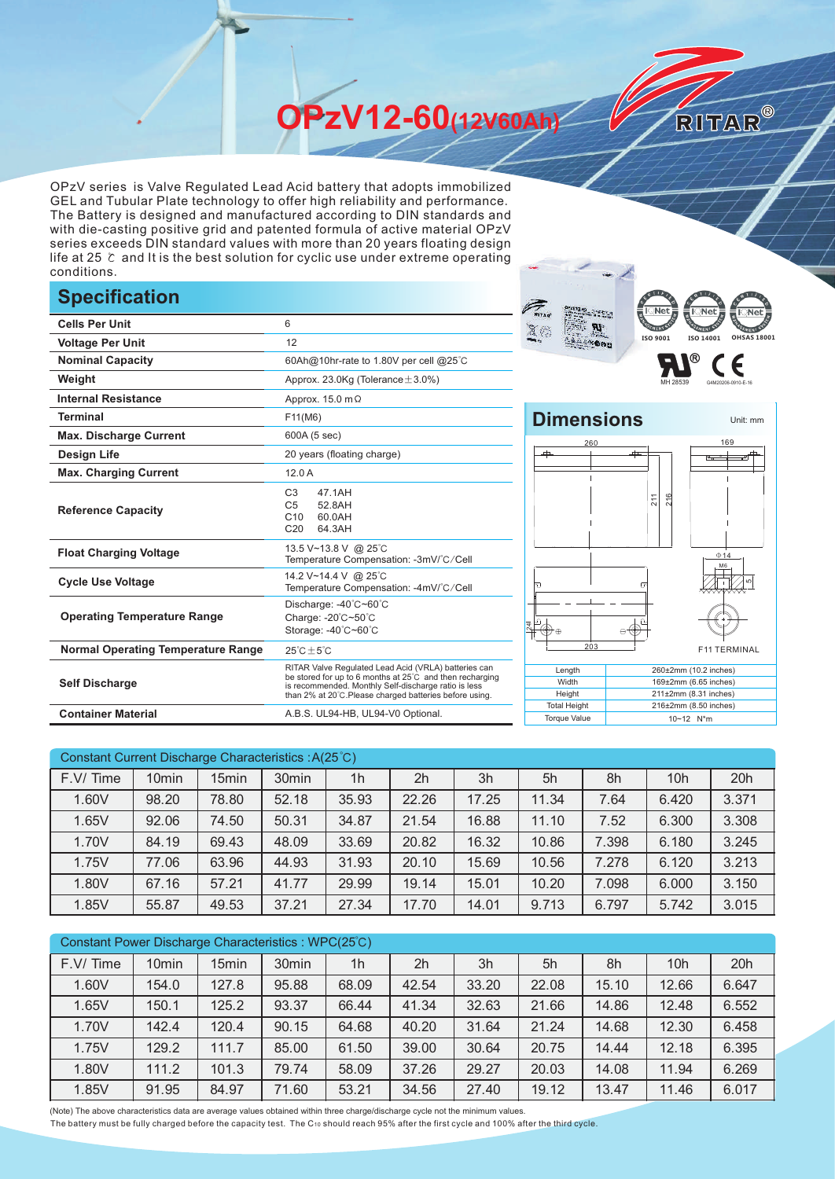# OPzV12-60(12V60Ah)

RITAR®

OPzV series is Valve Regulated Lead Acid battery that adopts immobilized GEL and Tubular Plate technology to offer high reliability and performance. The Battery is designed and manufactured according to DIN standards and with die-casting positive grid and patented formula of active material OPzV series exceeds DIN standard values with more than 20 years floating design life at 25 ℃ and It is the best solution for cyclic use under extreme operating conditions.

## Specification

| | |
|---|---|
| **Cells Per Unit** | 6 |
| **Voltage Per Unit** | 12 |
| **Nominal Capacity** | 60Ah@10hr-rate to 1.80V per cell @25℃ |
| **Weight** | Approx. 23.0Kg (Tolerance±3.0%) |
| **Internal Resistance** | Approx. 15.0 mΩ |
| **Terminal** | F11(M6) |
| **Max. Discharge Current** | 600A (5 sec) |
| **Design Life** | 20 years (floating charge) |
| **Max. Charging Current** | 12.0 A |
| **Reference Capacity** | C3 47.1AH<br>C5 52.8AH<br>C10 60.0AH<br>C20 64.3AH |
| **Float Charging Voltage** | 13.5 V~13.8 V @ 25℃<br>Temperature Compensation: -3mV/℃/Cell |
| **Cycle Use Voltage** | 14.2 V~14.4 V @ 25℃<br>Temperature Compensation: -4mV/℃/Cell |
| **Operating Temperature Range** | Discharge: -40℃~60℃<br>Charge: -20℃~50℃<br>Storage: -40℃~60℃ |
| **Normal Operating Temperature Range** | 25℃±5℃ |
| **Self Discharge** | RITAR Valve Regulated Lead Acid (VRLA) batteries can be stored for up to 6 months at 25℃ and then recharging is recommended. Monthly Self-discharge ratio is less than 2% at 20℃.Please charged batteries before using. |
| **Container Material** | A.B.S. UL94-HB, UL94-V0 Optional. |

ISO 9001 ISO 14001 OHSAS 18001

MH 28539 G4M20206-0910-E-16

## Dimensions

Unit: mm

260, 169, 211, 216, Φ14, M6, 203, F11 TERMINAL

| | |
|---|---|
| Length | 260±2mm (10.2 inches) |
| Width | 169±2mm (6.65 inches) |
| Height | 211±2mm (8.31 inches) |
| Total Height | 216±2mm (8.50 inches) |
| Torque Value | 10~12 N*m |

Constant Current Discharge Characteristics :A(25℃)

| F.V/ Time | 10min | 15min | 30min | 1h | 2h | 3h | 5h | 8h | 10h | 20h |
|---|---|---|---|---|---|---|---|---|---|---|
| 1.60V | 98.20 | 78.80 | 52.18 | 35.93 | 22.26 | 17.25 | 11.34 | 7.64 | 6.420 | 3.371 |
| 1.65V | 92.06 | 74.50 | 50.31 | 34.87 | 21.54 | 16.88 | 11.10 | 7.52 | 6.300 | 3.308 |
| 1.70V | 84.19 | 69.43 | 48.09 | 33.69 | 20.82 | 16.32 | 10.86 | 7.398 | 6.180 | 3.245 |
| 1.75V | 77.06 | 63.96 | 44.93 | 31.93 | 20.10 | 15.69 | 10.56 | 7.278 | 6.120 | 3.213 |
| 1.80V | 67.16 | 57.21 | 41.77 | 29.99 | 19.14 | 15.01 | 10.20 | 7.098 | 6.000 | 3.150 |
| 1.85V | 55.87 | 49.53 | 37.21 | 27.34 | 17.70 | 14.01 | 9.713 | 6.797 | 5.742 | 3.015 |

Constant Power Discharge Characteristics : WPC(25℃)

| F.V/ Time | 10min | 15min | 30min | 1h | 2h | 3h | 5h | 8h | 10h | 20h |
|---|---|---|---|---|---|---|---|---|---|---|
| 1.60V | 154.0 | 127.8 | 95.88 | 68.09 | 42.54 | 33.20 | 22.08 | 15.10 | 12.66 | 6.647 |
| 1.65V | 150.1 | 125.2 | 93.37 | 66.44 | 41.34 | 32.63 | 21.66 | 14.86 | 12.48 | 6.552 |
| 1.70V | 142.4 | 120.4 | 90.15 | 64.68 | 40.20 | 31.64 | 21.24 | 14.68 | 12.30 | 6.458 |
| 1.75V | 129.2 | 111.7 | 85.00 | 61.50 | 39.00 | 30.64 | 20.75 | 14.44 | 12.18 | 6.395 |
| 1.80V | 111.2 | 101.3 | 79.74 | 58.09 | 37.26 | 29.27 | 20.03 | 14.08 | 11.94 | 6.269 |
| 1.85V | 91.95 | 84.97 | 71.60 | 53.21 | 34.56 | 27.40 | 19.12 | 13.47 | 11.46 | 6.017 |

(Note) The above characteristics data are average values obtained within three charge/discharge cycle not the minimum values.
The battery must be fully charged before the capacity test. The $C_{10}$ should reach 95% after the first cycle and 100% after the third cycle.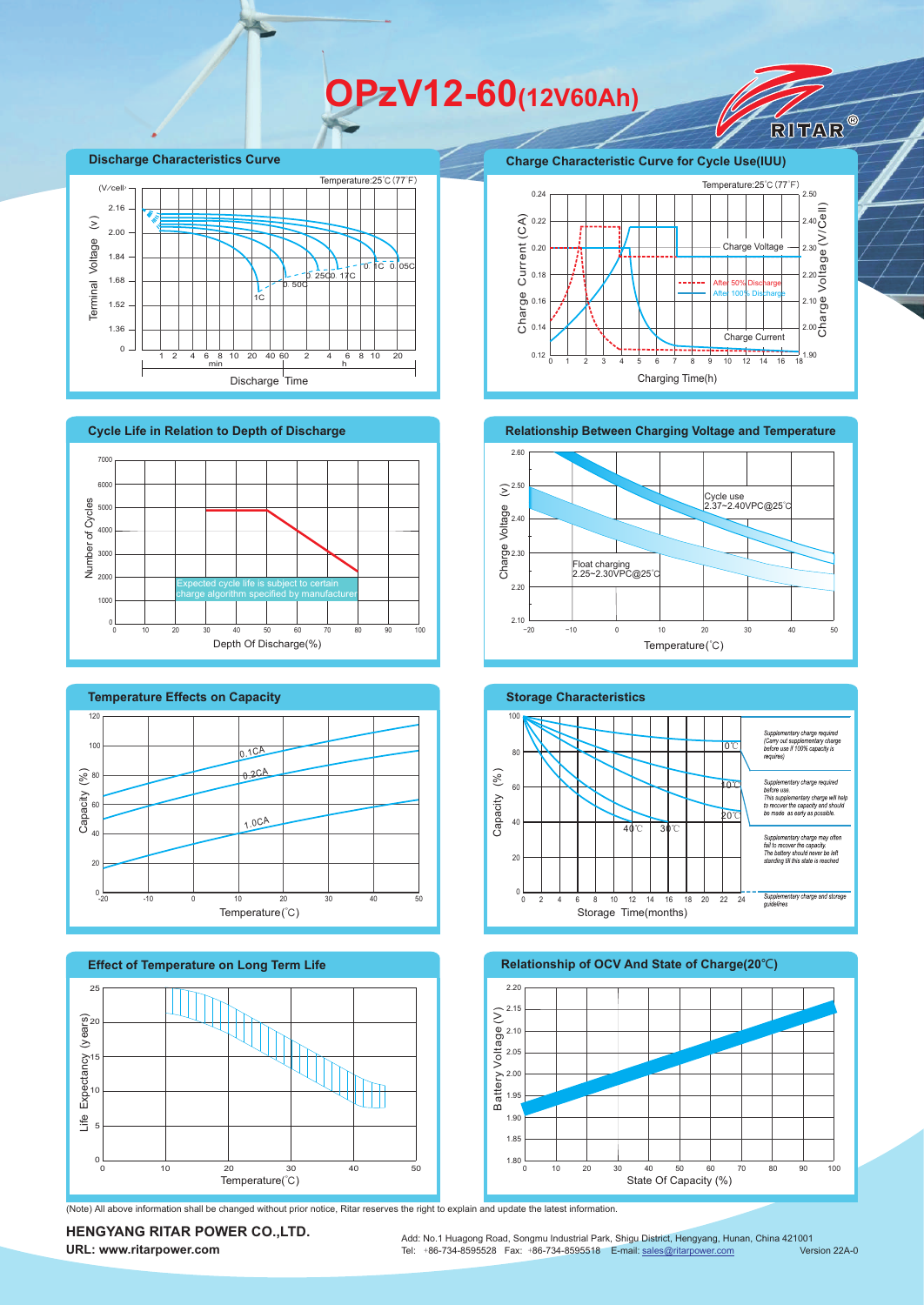# OPzV12-60(12V60Ah)

RITAR®

## Discharge Characteristics Curve

Temperature:25℃(77℉)

(V/cell)

2.16
2.00
1.84
1.68
1.52
1.36
0

Terminal Voltage (v)

1C
0.50C
0.25C
0.17C
0.1C
0.05C

1 2 4 6 8 10 20 40 60 2 4 6 8 10 20

min h

Discharge Time

## Charge Characteristic Curve for Cycle Use(IUU)

Temperature:25℃(77℉)

Charge Current (CA)

0.24
0.22
0.20
0.18
0.16
0.14
0.12

Charge Voltage (V/Cell)

2.50
2.40
2.30
2.20
2.10
2.00
1.90

Charge Voltage

After 50% Discharge
After 100% Discharge

Charge Current

0 1 2 3 4 5 6 7 8 9 10 12 14 16 18

Charging Time(h)

## Cycle Life in Relation to Depth of Discharge

Number of Cycles

7000
6000
5000
4000
3000
2000
1000
0

Expected cycle life is subject to certain charge algorithm specified by manufacturer

0 10 20 30 40 50 60 70 80 90 100

Depth Of Discharge(%)

## Relationship Between Charging Voltage and Temperature

Charge Voltage (v)

2.60
2.50
2.40
2.30
2.20
2.10

Cycle use
2.37~2.40VPC@25℃

Float charging
2.25~2.30VPC@25℃

−20 −10 0 10 20 30 40 50

Temperature(℃)

## Temperature Effects on Capacity

Capacity (%)

120
100
80
60
40
20
0

0.1CA
0.2CA
1.0CA

-20 -10 0 10 20 30 40 50

Temperature(℃)

## Storage Characteristics

Capacity (%)

100
80
60
40
20
0

0℃
10℃
20℃
40℃
30℃

Supplementary charge required
(Carry out supplementary charge before use if 100% capacity is requires)

Supplementary charge required before use.
This supplementary charge will help to recover the capacity and should be made as early as possible.

Supplementary charge may often fail to recover the capacity.
The battery should never be left standing till this state is reached

Supplementary charge and storage guidelines

0 2 4 6 8 10 12 14 16 18 20 22 24

Storage Time(months)

## Effect of Temperature on Long Term Life

Life Expectancy (years)

25
20
15
10
5
0

0 10 20 30 40 50

Temperature(℃)

## Relationship of OCV And State of Charge(20℃)

Battery Voltage (V)

2.20
2.15
2.10
2.05
2.00
1.95
1.90
1.85
1.80

0 10 20 30 40 50 60 70 80 90 100

State Of Capacity (%)

(Note) All above information shall be changed without prior notice, Ritar reserves the right to explain and update the latest information.

**HENGYANG RITAR POWER CO.,LTD.**

**URL: www.ritarpower.com**

Add: No.1 Huagong Road, Songmu Industrial Park, Shigu District, Hengyang, Hunan, China 421001

Tel: +86-734-8595528 Fax: +86-734-8595518 E-mail: sales@ritarpower.com

Version 22A-0